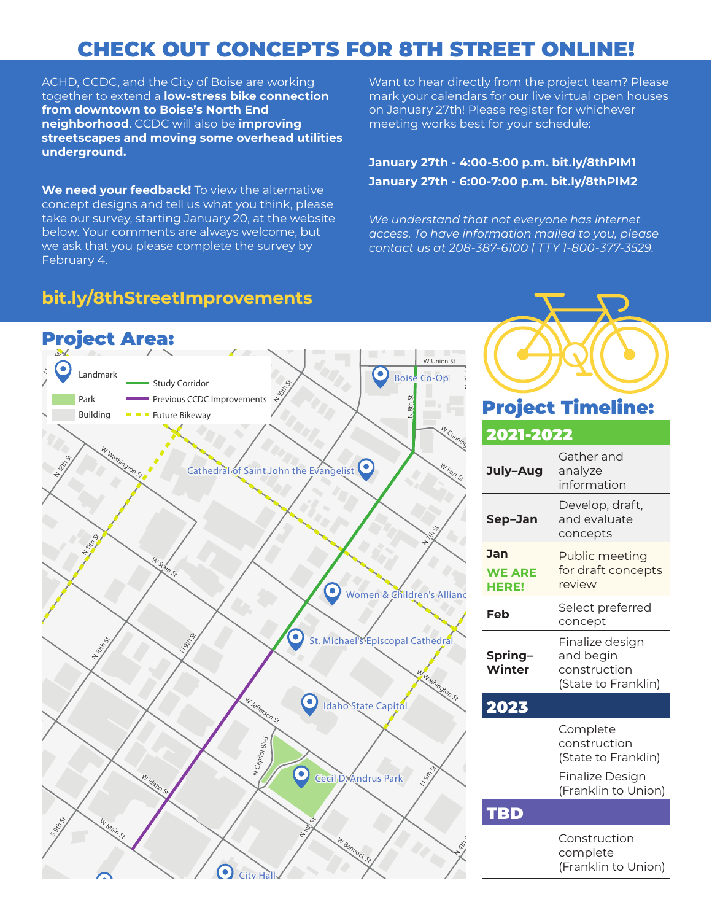# CHECK OUT CONCEPTS FOR 8TH STREET ONLINE!

ACHD, CCDC, and the City of Boise are working together to extend a **low-stress bike connection from downtown to Boise's North End neighborhood**. CCDC will also be **improving streetscapes and moving some overhead utilities underground.**

**We need your feedback!** To view the alternative concept designs and tell us what you think, please take our survey, starting January 20, at the website below. Your comments are always welcome, but we ask that you please complete the survey by February 4.

Want to hear directly from the project team? Please mark your calendars for our live virtual open houses on January 27th! Please register for whichever meeting works best for your schedule:

**January 27th - 4:00-5:00 p.m. bit.ly/8thPIM1**

**January 27th - 6:00-7:00 p.m. bit.ly/8thPIM2**

*We understand that not everyone has internet access. To have information mailed to you, please contact us at 208-387-6100 | TTY 1-800-377-3529.*

## bit.ly/8thStreetImprovements

## Project Area:

Legend: Landmark | Park | Building | Study Corridor | Previous CCDC Improvements | Future Bikeway

## Project Timeline:

| 2021-2022 | |
|---|---|
| **July–Aug** | Gather and analyze information |
| **Sep–Jan** | Develop, draft, and evaluate concepts |
| **Jan** **WE ARE HERE!** | Public meeting for draft concepts review |
| **Feb** | Select preferred concept |
| **Spring–Winter** | Finalize design and begin construction (State to Franklin) |
| **2023** | |
| | Complete construction (State to Franklin)<br>Finalize Design (Franklin to Union) |
| **TBD** | |
| | Construction complete (Franklin to Union) |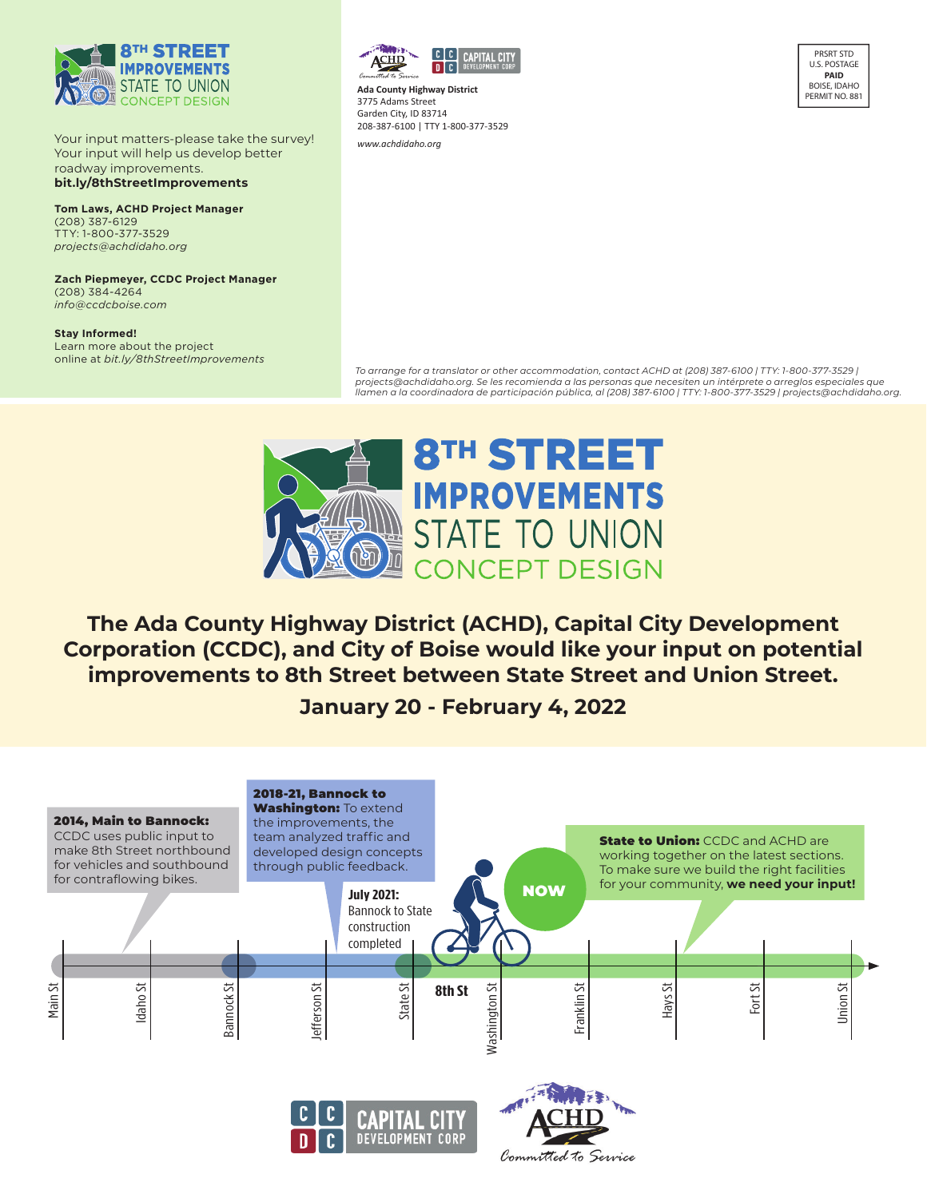# 8TH STREET IMPROVEMENTS STATE TO UNION CONCEPT DESIGN

Your input matters-please take the survey! Your input will help us develop better roadway improvements.
**bit.ly/8thStreetImprovements**

**Tom Laws, ACHD Project Manager**
(208) 387-6129
TTY: 1-800-377-3529
*projects@achdidaho.org*

**Zach Piepmeyer, CCDC Project Manager**
(208) 384-4264
*info@ccdcboise.com*

**Stay Informed!**
Learn more about the project online at *bit.ly/8thStreetImprovements*

ACHD Committed to Service | CCDC Capital City Development Corp

**Ada County Highway District**
3775 Adams Street
Garden City, ID 83714
208-387-6100 | TTY 1-800-377-3529
*www.achdidaho.org*

PRSRT STD
U.S. POSTAGE
**PAID**
BOISE, IDAHO
PERMIT NO. 881

*To arrange for a translator or other accommodation, contact ACHD at (208) 387-6100 | TTY: 1-800-377-3529 | projects@achdidaho.org. Se les recomienda a las personas que necesiten un intérprete o arreglos especiales que llamen a la coordinadora de participación pública, al (208) 387-6100 | TTY: 1-800-377-3529 | projects@achdidaho.org.*

# 8TH STREET IMPROVEMENTS STATE TO UNION CONCEPT DESIGN

## The Ada County Highway District (ACHD), Capital City Development Corporation (CCDC), and City of Boise would like your input on potential improvements to 8th Street between State Street and Union Street.

## January 20 - February 4, 2022

**2014, Main to Bannock:** CCDC uses public input to make 8th Street northbound for vehicles and southbound for contraflowing bikes.

**2018-21, Bannock to Washington:** To extend the improvements, the team analyzed traffic and developed design concepts through public feedback.

**July 2021:** Bannock to State construction completed

NOW

**State to Union:** CCDC and ACHD are working together on the latest sections. To make sure we build the right facilities for your community, **we need your input!**

Main St
Idaho St
Bannock St
Jefferson St
State St
8th St
Washington St
Franklin St
Hays St
Fort St
Union St

CCDC Capital City Development Corp | ACHD Committed to Service